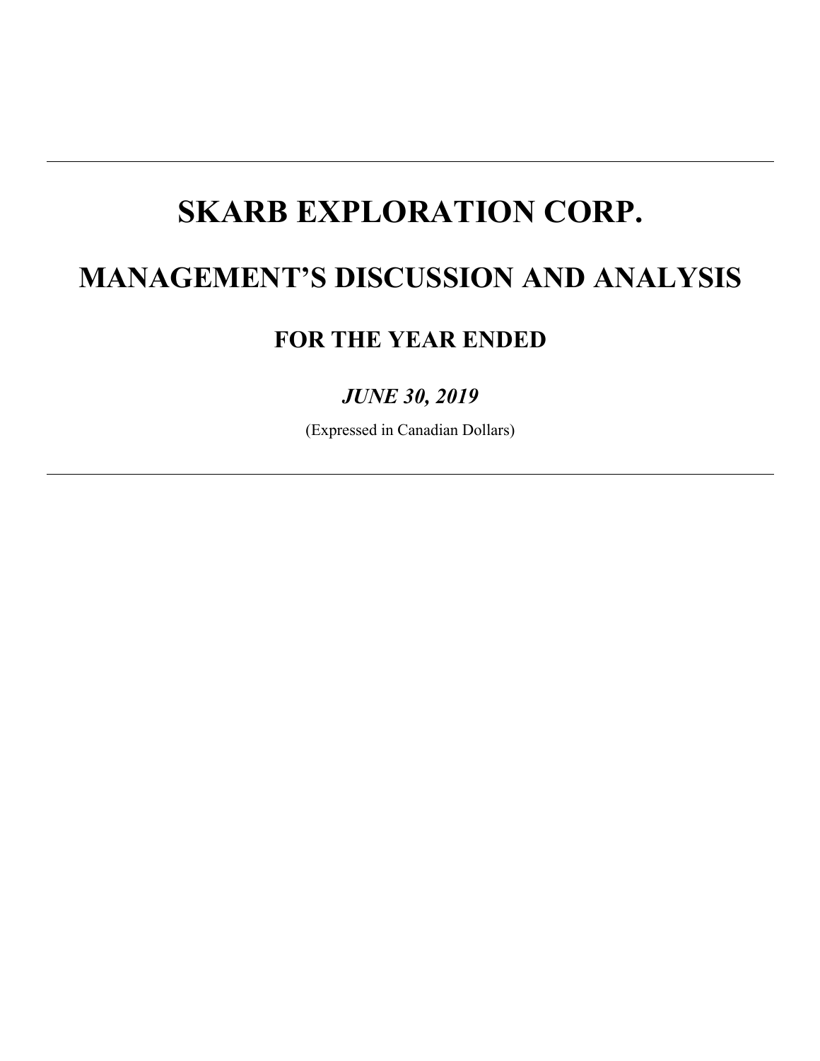# SKARB EXPLORATION CORP.

# MANAGEMENT'S DISCUSSION AND ANALYSIS

## FOR THE YEAR ENDED

### *JUNE 30, 2019*

(Expressed in Canadian Dollars)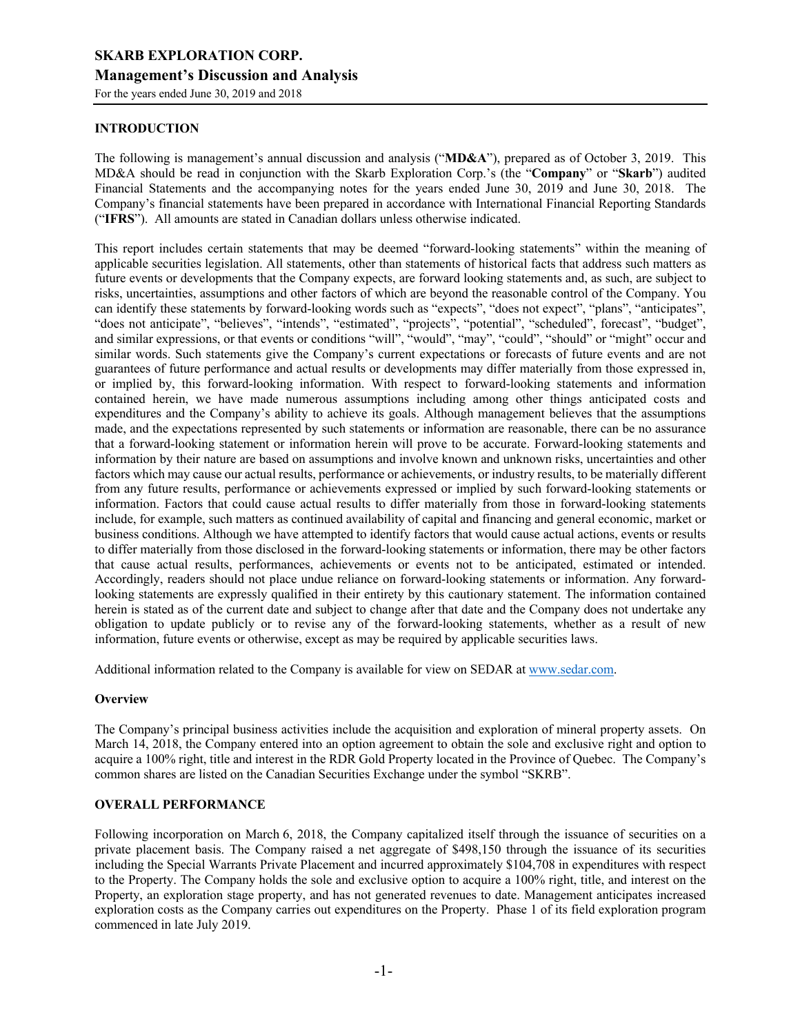# SKARB EXPLORATION CORP.

## Management's Discussion and Analysis

For the years ended June 30, 2019 and 2018

### INTRODUCTION

The following is management's annual discussion and analysis ("**MD&A**"), prepared as of October 3, 2019. This MD&A should be read in conjunction with the Skarb Exploration Corp.'s (the "**Company**" or "**Skarb**") audited Financial Statements and the accompanying notes for the years ended June 30, 2019 and June 30, 2018. The Company's financial statements have been prepared in accordance with International Financial Reporting Standards ("**IFRS**"). All amounts are stated in Canadian dollars unless otherwise indicated.

This report includes certain statements that may be deemed "forward-looking statements" within the meaning of applicable securities legislation. All statements, other than statements of historical facts that address such matters as future events or developments that the Company expects, are forward looking statements and, as such, are subject to risks, uncertainties, assumptions and other factors of which are beyond the reasonable control of the Company. You can identify these statements by forward-looking words such as "expects", "does not expect", "plans", "anticipates", "does not anticipate", "believes", "intends", "estimated", "projects", "potential", "scheduled", forecast", "budget", and similar expressions, or that events or conditions "will", "would", "may", "could", "should" or "might" occur and similar words. Such statements give the Company's current expectations or forecasts of future events and are not guarantees of future performance and actual results or developments may differ materially from those expressed in, or implied by, this forward-looking information. With respect to forward-looking statements and information contained herein, we have made numerous assumptions including among other things anticipated costs and expenditures and the Company's ability to achieve its goals. Although management believes that the assumptions made, and the expectations represented by such statements or information are reasonable, there can be no assurance that a forward-looking statement or information herein will prove to be accurate. Forward-looking statements and information by their nature are based on assumptions and involve known and unknown risks, uncertainties and other factors which may cause our actual results, performance or achievements, or industry results, to be materially different from any future results, performance or achievements expressed or implied by such forward-looking statements or information. Factors that could cause actual results to differ materially from those in forward-looking statements include, for example, such matters as continued availability of capital and financing and general economic, market or business conditions. Although we have attempted to identify factors that would cause actual actions, events or results to differ materially from those disclosed in the forward-looking statements or information, there may be other factors that cause actual results, performances, achievements or events not to be anticipated, estimated or intended. Accordingly, readers should not place undue reliance on forward-looking statements or information. Any forward-looking statements are expressly qualified in their entirety by this cautionary statement. The information contained herein is stated as of the current date and subject to change after that date and the Company does not undertake any obligation to update publicly or to revise any of the forward-looking statements, whether as a result of new information, future events or otherwise, except as may be required by applicable securities laws.

Additional information related to the Company is available for view on SEDAR at www.sedar.com.

### Overview

The Company's principal business activities include the acquisition and exploration of mineral property assets. On March 14, 2018, the Company entered into an option agreement to obtain the sole and exclusive right and option to acquire a 100% right, title and interest in the RDR Gold Property located in the Province of Quebec. The Company's common shares are listed on the Canadian Securities Exchange under the symbol "SKRB".

### OVERALL PERFORMANCE

Following incorporation on March 6, 2018, the Company capitalized itself through the issuance of securities on a private placement basis. The Company raised a net aggregate of $498,150 through the issuance of its securities including the Special Warrants Private Placement and incurred approximately $104,708 in expenditures with respect to the Property. The Company holds the sole and exclusive option to acquire a 100% right, title, and interest on the Property, an exploration stage property, and has not generated revenues to date. Management anticipates increased exploration costs as the Company carries out expenditures on the Property. Phase 1 of its field exploration program commenced in late July 2019.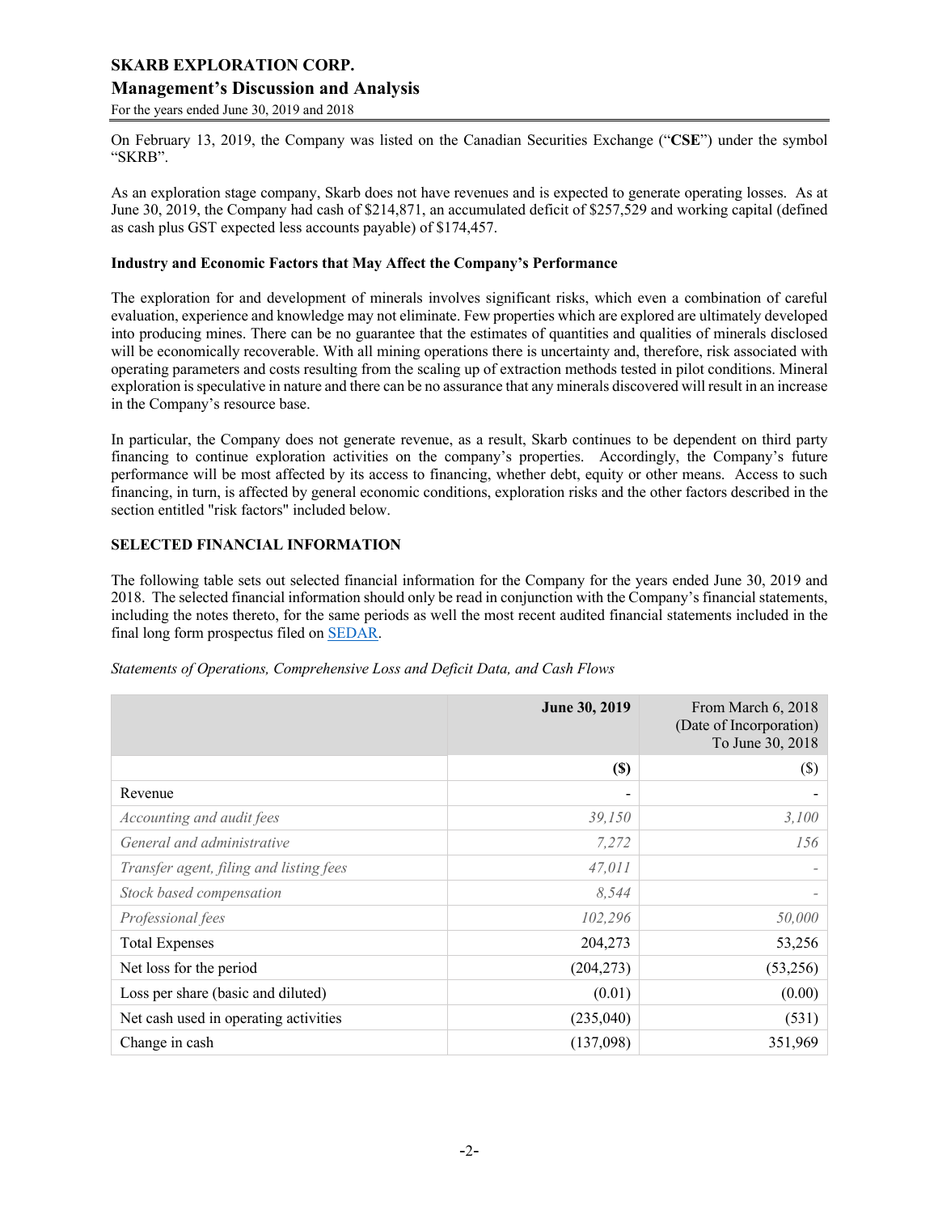On February 13, 2019, the Company was listed on the Canadian Securities Exchange ("**CSE**") under the symbol "SKRB".

As an exploration stage company, Skarb does not have revenues and is expected to generate operating losses. As at June 30, 2019, the Company had cash of $214,871, an accumulated deficit of $257,529 and working capital (defined as cash plus GST expected less accounts payable) of $174,457.

**Industry and Economic Factors that May Affect the Company's Performance**

The exploration for and development of minerals involves significant risks, which even a combination of careful evaluation, experience and knowledge may not eliminate. Few properties which are explored are ultimately developed into producing mines. There can be no guarantee that the estimates of quantities and qualities of minerals disclosed will be economically recoverable. With all mining operations there is uncertainty and, therefore, risk associated with operating parameters and costs resulting from the scaling up of extraction methods tested in pilot conditions. Mineral exploration is speculative in nature and there can be no assurance that any minerals discovered will result in an increase in the Company's resource base.

In particular, the Company does not generate revenue, as a result, Skarb continues to be dependent on third party financing to continue exploration activities on the company's properties. Accordingly, the Company's future performance will be most affected by its access to financing, whether debt, equity or other means. Access to such financing, in turn, is affected by general economic conditions, exploration risks and the other factors described in the section entitled "risk factors" included below.

**SELECTED FINANCIAL INFORMATION**

The following table sets out selected financial information for the Company for the years ended June 30, 2019 and 2018. The selected financial information should only be read in conjunction with the Company's financial statements, including the notes thereto, for the same periods as well the most recent audited financial statements included in the final long form prospectus filed on SEDAR.

*Statements of Operations, Comprehensive Loss and Deficit Data, and Cash Flows*

| | **June 30, 2019** | From March 6, 2018 (Date of Incorporation) To June 30, 2018 |
|---|---|---|
| | **($)** | ($) |
| Revenue | - | - |
| *Accounting and audit fees* | *39,150* | *3,100* |
| *General and administrative* | *7,272* | *156* |
| *Transfer agent, filing and listing fees* | *47,011* | *-* |
| *Stock based compensation* | *8,544* | *-* |
| *Professional fees* | *102,296* | *50,000* |
| Total Expenses | 204,273 | 53,256 |
| Net loss for the period | (204,273) | (53,256) |
| Loss per share (basic and diluted) | (0.01) | (0.00) |
| Net cash used in operating activities | (235,040) | (531) |
| Change in cash | (137,098) | 351,969 |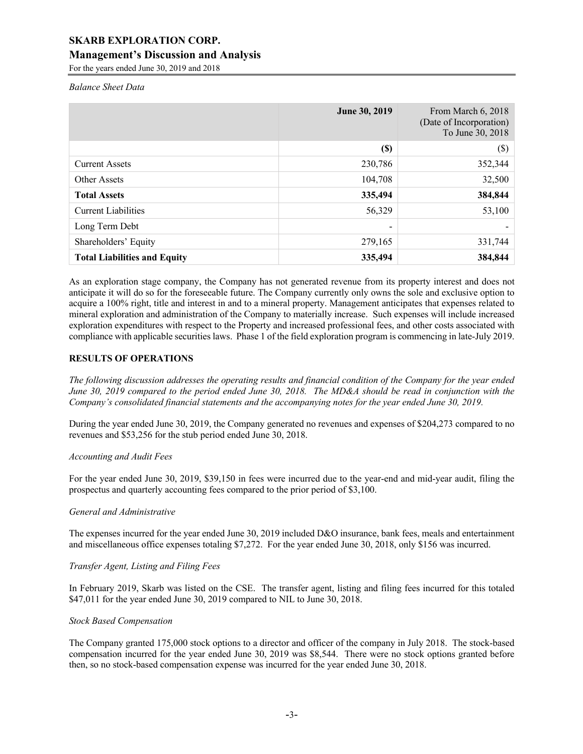*Balance Sheet Data*

| | June 30, 2019 | From March 6, 2018 (Date of Incorporation) To June 30, 2018 |
|---|---|---|
| | **($)** | ($) |
| Current Assets | 230,786 | 352,344 |
| Other Assets | 104,708 | 32,500 |
| **Total Assets** | **335,494** | **384,844** |
| Current Liabilities | 56,329 | 53,100 |
| Long Term Debt | - | - |
| Shareholders' Equity | 279,165 | 331,744 |
| **Total Liabilities and Equity** | **335,494** | **384,844** |

As an exploration stage company, the Company has not generated revenue from its property interest and does not anticipate it will do so for the foreseeable future. The Company currently only owns the sole and exclusive option to acquire a 100% right, title and interest in and to a mineral property. Management anticipates that expenses related to mineral exploration and administration of the Company to materially increase. Such expenses will include increased exploration expenditures with respect to the Property and increased professional fees, and other costs associated with compliance with applicable securities laws. Phase 1 of the field exploration program is commencing in late-July 2019.

## RESULTS OF OPERATIONS

*The following discussion addresses the operating results and financial condition of the Company for the year ended June 30, 2019 compared to the period ended June 30, 2018. The MD&A should be read in conjunction with the Company's consolidated financial statements and the accompanying notes for the year ended June 30, 2019.*

During the year ended June 30, 2019, the Company generated no revenues and expenses of $204,273 compared to no revenues and $53,256 for the stub period ended June 30, 2018.

*Accounting and Audit Fees*

For the year ended June 30, 2019, $39,150 in fees were incurred due to the year-end and mid-year audit, filing the prospectus and quarterly accounting fees compared to the prior period of $3,100.

*General and Administrative*

The expenses incurred for the year ended June 30, 2019 included D&O insurance, bank fees, meals and entertainment and miscellaneous office expenses totaling $7,272. For the year ended June 30, 2018, only $156 was incurred.

*Transfer Agent, Listing and Filing Fees*

In February 2019, Skarb was listed on the CSE. The transfer agent, listing and filing fees incurred for this totaled $47,011 for the year ended June 30, 2019 compared to NIL to June 30, 2018.

*Stock Based Compensation*

The Company granted 175,000 stock options to a director and officer of the company in July 2018. The stock-based compensation incurred for the year ended June 30, 2019 was $8,544. There were no stock options granted before then, so no stock-based compensation expense was incurred for the year ended June 30, 2018.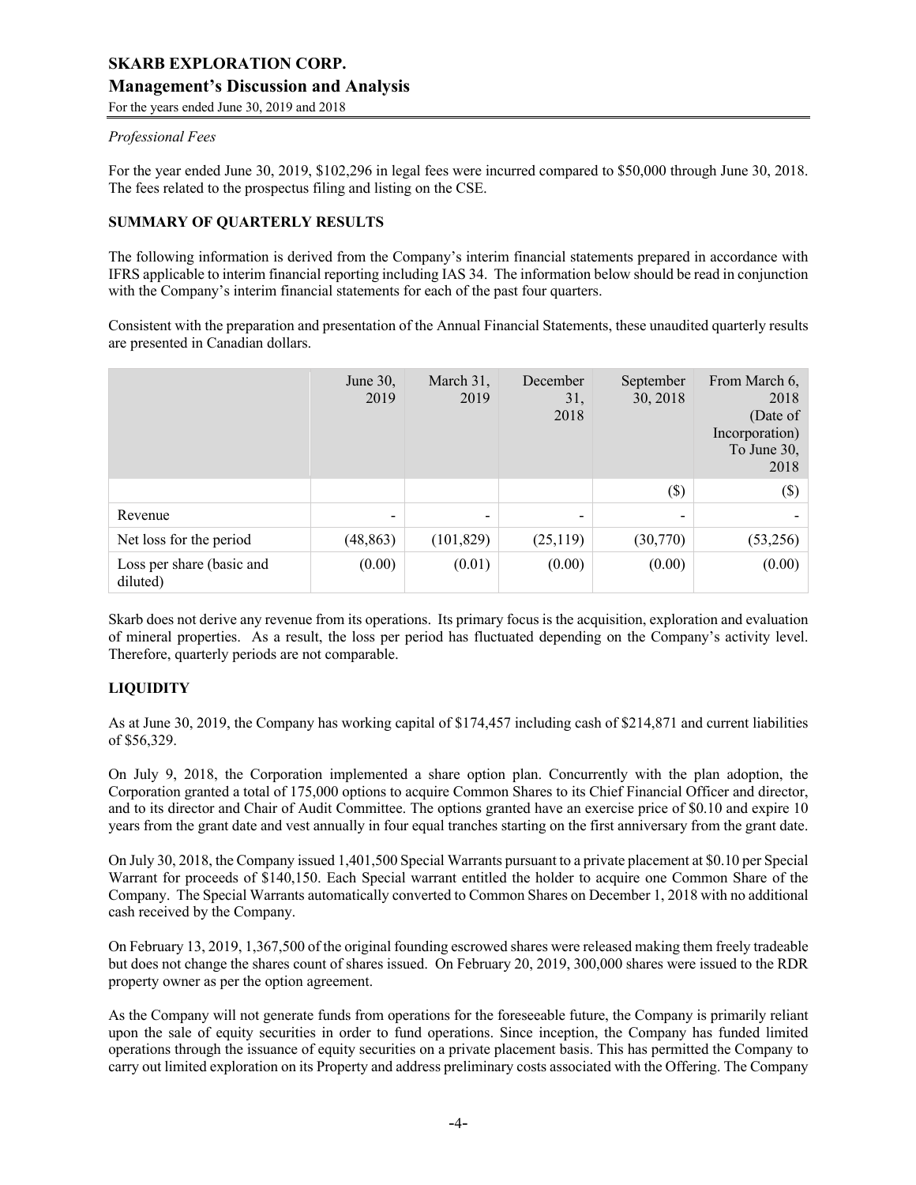*Professional Fees*

For the year ended June 30, 2019, $102,296 in legal fees were incurred compared to $50,000 through June 30, 2018. The fees related to the prospectus filing and listing on the CSE.

## SUMMARY OF QUARTERLY RESULTS

The following information is derived from the Company's interim financial statements prepared in accordance with IFRS applicable to interim financial reporting including IAS 34. The information below should be read in conjunction with the Company's interim financial statements for each of the past four quarters.

Consistent with the preparation and presentation of the Annual Financial Statements, these unaudited quarterly results are presented in Canadian dollars.

| | June 30, 2019 | March 31, 2019 | December 31, 2018 | September 30, 2018 | From March 6, 2018 (Date of Incorporation) To June 30, 2018 |
|---|---|---|---|---|---|
| | | | | ($) | ($) |
| Revenue | - | - | - | - | - |
| Net loss for the period | (48,863) | (101,829) | (25,119) | (30,770) | (53,256) |
| Loss per share (basic and diluted) | (0.00) | (0.01) | (0.00) | (0.00) | (0.00) |

Skarb does not derive any revenue from its operations. Its primary focus is the acquisition, exploration and evaluation of mineral properties. As a result, the loss per period has fluctuated depending on the Company's activity level. Therefore, quarterly periods are not comparable.

## LIQUIDITY

As at June 30, 2019, the Company has working capital of $174,457 including cash of $214,871 and current liabilities of $56,329.

On July 9, 2018, the Corporation implemented a share option plan. Concurrently with the plan adoption, the Corporation granted a total of 175,000 options to acquire Common Shares to its Chief Financial Officer and director, and to its director and Chair of Audit Committee. The options granted have an exercise price of $0.10 and expire 10 years from the grant date and vest annually in four equal tranches starting on the first anniversary from the grant date.

On July 30, 2018, the Company issued 1,401,500 Special Warrants pursuant to a private placement at $0.10 per Special Warrant for proceeds of $140,150. Each Special warrant entitled the holder to acquire one Common Share of the Company. The Special Warrants automatically converted to Common Shares on December 1, 2018 with no additional cash received by the Company.

On February 13, 2019, 1,367,500 of the original founding escrowed shares were released making them freely tradeable but does not change the shares count of shares issued. On February 20, 2019, 300,000 shares were issued to the RDR property owner as per the option agreement.

As the Company will not generate funds from operations for the foreseeable future, the Company is primarily reliant upon the sale of equity securities in order to fund operations. Since inception, the Company has funded limited operations through the issuance of equity securities on a private placement basis. This has permitted the Company to carry out limited exploration on its Property and address preliminary costs associated with the Offering. The Company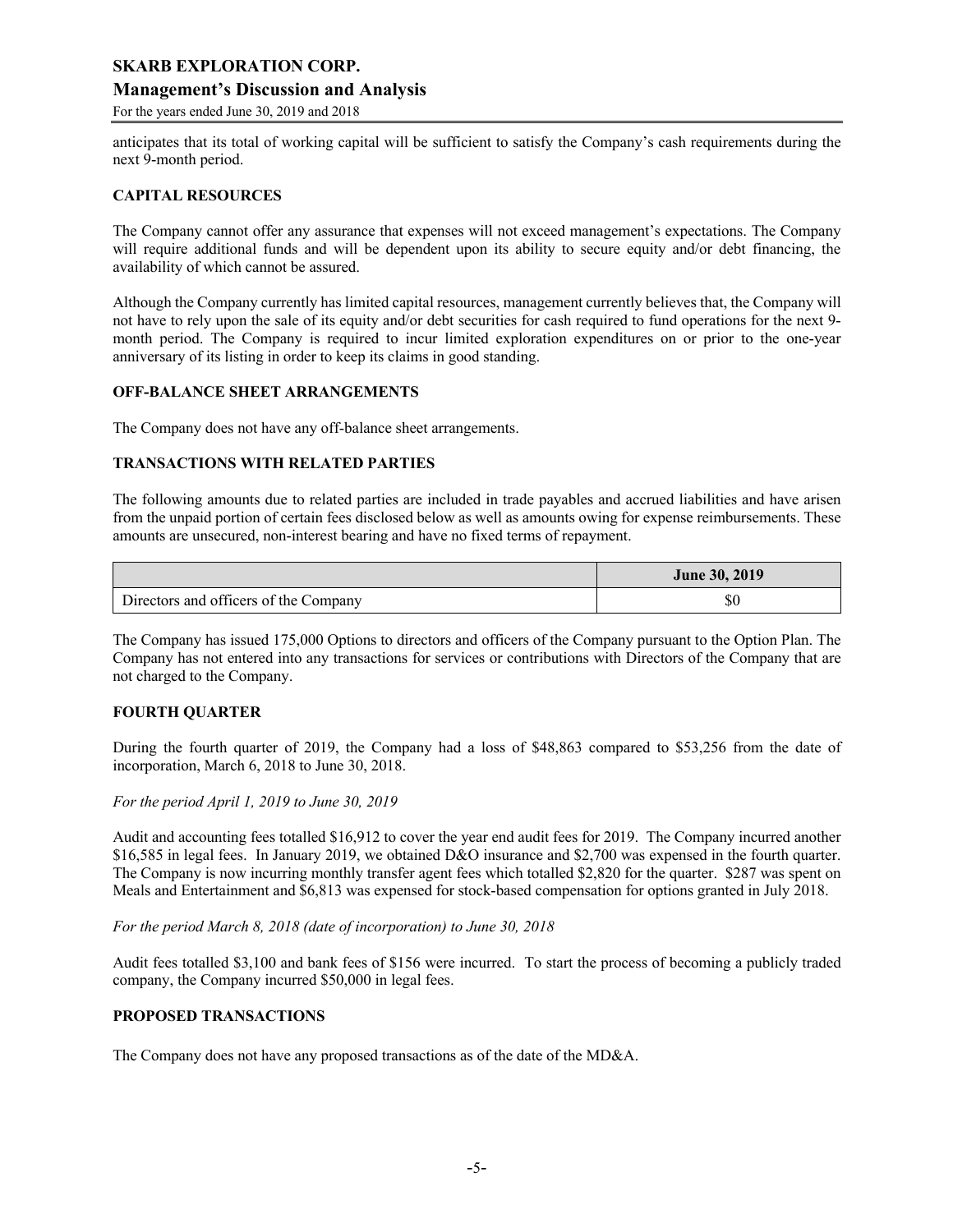anticipates that its total of working capital will be sufficient to satisfy the Company's cash requirements during the next 9-month period.

### CAPITAL RESOURCES

The Company cannot offer any assurance that expenses will not exceed management's expectations. The Company will require additional funds and will be dependent upon its ability to secure equity and/or debt financing, the availability of which cannot be assured.

Although the Company currently has limited capital resources, management currently believes that, the Company will not have to rely upon the sale of its equity and/or debt securities for cash required to fund operations for the next 9-month period. The Company is required to incur limited exploration expenditures on or prior to the one-year anniversary of its listing in order to keep its claims in good standing.

### OFF-BALANCE SHEET ARRANGEMENTS

The Company does not have any off-balance sheet arrangements.

### TRANSACTIONS WITH RELATED PARTIES

The following amounts due to related parties are included in trade payables and accrued liabilities and have arisen from the unpaid portion of certain fees disclosed below as well as amounts owing for expense reimbursements. These amounts are unsecured, non-interest bearing and have no fixed terms of repayment.

| | June 30, 2019 |
|---|---|
| Directors and officers of the Company | $0 |

The Company has issued 175,000 Options to directors and officers of the Company pursuant to the Option Plan. The Company has not entered into any transactions for services or contributions with Directors of the Company that are not charged to the Company.

### FOURTH QUARTER

During the fourth quarter of 2019, the Company had a loss of $48,863 compared to $53,256 from the date of incorporation, March 6, 2018 to June 30, 2018.

*For the period April 1, 2019 to June 30, 2019*

Audit and accounting fees totalled $16,912 to cover the year end audit fees for 2019. The Company incurred another $16,585 in legal fees. In January 2019, we obtained D&O insurance and $2,700 was expensed in the fourth quarter. The Company is now incurring monthly transfer agent fees which totalled $2,820 for the quarter. $287 was spent on Meals and Entertainment and $6,813 was expensed for stock-based compensation for options granted in July 2018.

*For the period March 8, 2018 (date of incorporation) to June 30, 2018*

Audit fees totalled $3,100 and bank fees of $156 were incurred. To start the process of becoming a publicly traded company, the Company incurred $50,000 in legal fees.

### PROPOSED TRANSACTIONS

The Company does not have any proposed transactions as of the date of the MD&A.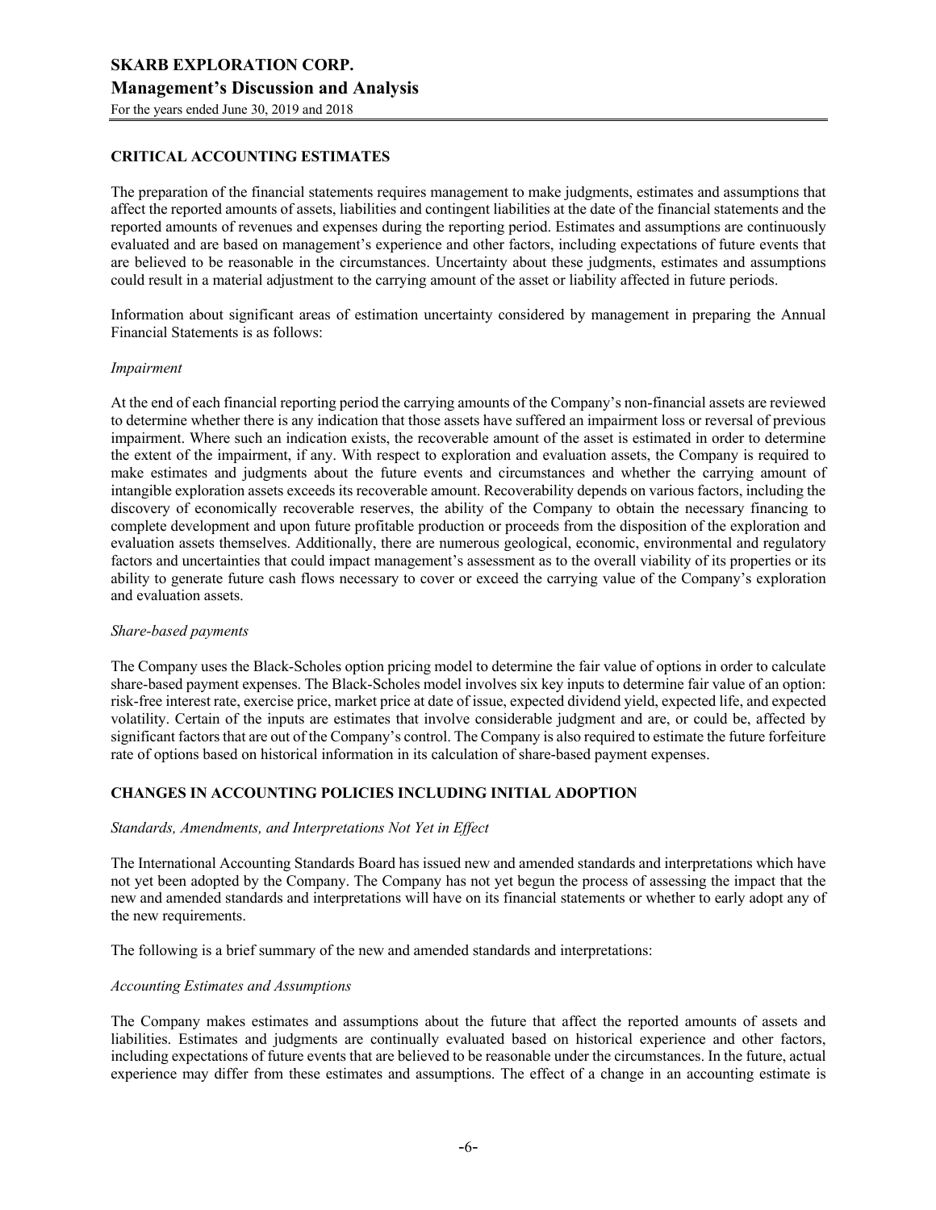## CRITICAL ACCOUNTING ESTIMATES

The preparation of the financial statements requires management to make judgments, estimates and assumptions that affect the reported amounts of assets, liabilities and contingent liabilities at the date of the financial statements and the reported amounts of revenues and expenses during the reporting period. Estimates and assumptions are continuously evaluated and are based on management's experience and other factors, including expectations of future events that are believed to be reasonable in the circumstances. Uncertainty about these judgments, estimates and assumptions could result in a material adjustment to the carrying amount of the asset or liability affected in future periods.

Information about significant areas of estimation uncertainty considered by management in preparing the Annual Financial Statements is as follows:

*Impairment*

At the end of each financial reporting period the carrying amounts of the Company's non-financial assets are reviewed to determine whether there is any indication that those assets have suffered an impairment loss or reversal of previous impairment. Where such an indication exists, the recoverable amount of the asset is estimated in order to determine the extent of the impairment, if any. With respect to exploration and evaluation assets, the Company is required to make estimates and judgments about the future events and circumstances and whether the carrying amount of intangible exploration assets exceeds its recoverable amount. Recoverability depends on various factors, including the discovery of economically recoverable reserves, the ability of the Company to obtain the necessary financing to complete development and upon future profitable production or proceeds from the disposition of the exploration and evaluation assets themselves. Additionally, there are numerous geological, economic, environmental and regulatory factors and uncertainties that could impact management's assessment as to the overall viability of its properties or its ability to generate future cash flows necessary to cover or exceed the carrying value of the Company's exploration and evaluation assets.

*Share-based payments*

The Company uses the Black-Scholes option pricing model to determine the fair value of options in order to calculate share-based payment expenses. The Black-Scholes model involves six key inputs to determine fair value of an option: risk-free interest rate, exercise price, market price at date of issue, expected dividend yield, expected life, and expected volatility. Certain of the inputs are estimates that involve considerable judgment and are, or could be, affected by significant factors that are out of the Company's control. The Company is also required to estimate the future forfeiture rate of options based on historical information in its calculation of share-based payment expenses.

## CHANGES IN ACCOUNTING POLICIES INCLUDING INITIAL ADOPTION

*Standards, Amendments, and Interpretations Not Yet in Effect*

The International Accounting Standards Board has issued new and amended standards and interpretations which have not yet been adopted by the Company. The Company has not yet begun the process of assessing the impact that the new and amended standards and interpretations will have on its financial statements or whether to early adopt any of the new requirements.

The following is a brief summary of the new and amended standards and interpretations:

*Accounting Estimates and Assumptions*

The Company makes estimates and assumptions about the future that affect the reported amounts of assets and liabilities. Estimates and judgments are continually evaluated based on historical experience and other factors, including expectations of future events that are believed to be reasonable under the circumstances. In the future, actual experience may differ from these estimates and assumptions. The effect of a change in an accounting estimate is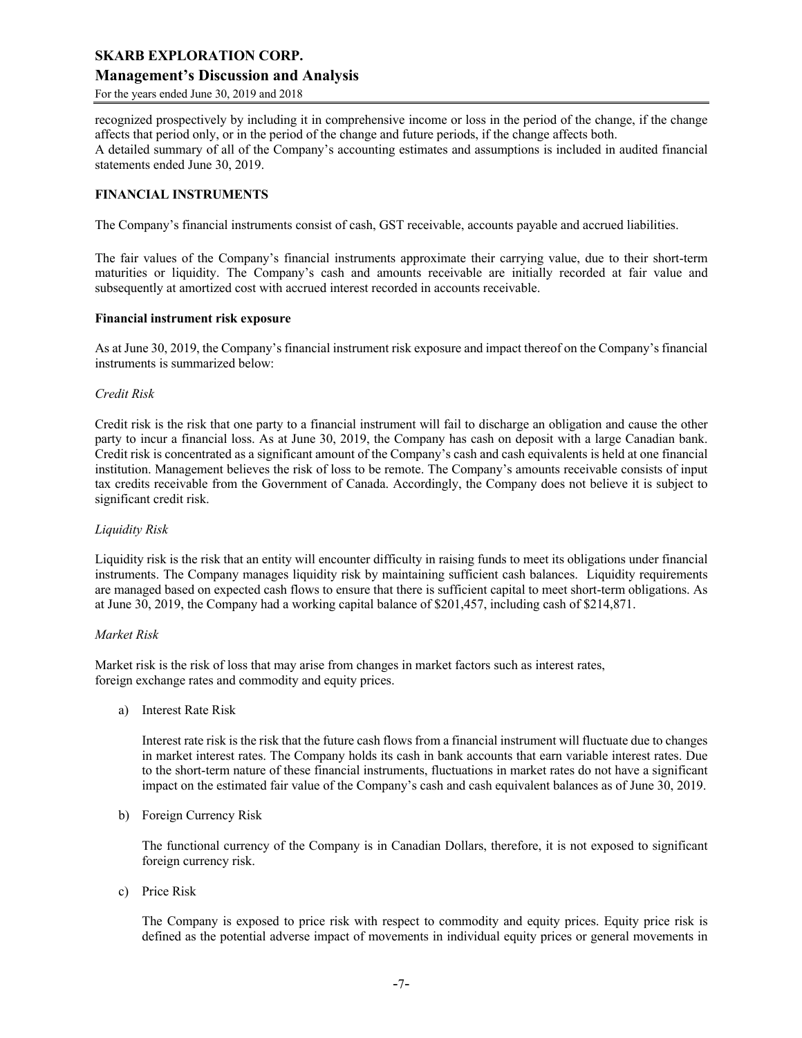recognized prospectively by including it in comprehensive income or loss in the period of the change, if the change affects that period only, or in the period of the change and future periods, if the change affects both.
A detailed summary of all of the Company's accounting estimates and assumptions is included in audited financial statements ended June 30, 2019.

## FINANCIAL INSTRUMENTS

The Company's financial instruments consist of cash, GST receivable, accounts payable and accrued liabilities.

The fair values of the Company's financial instruments approximate their carrying value, due to their short-term maturities or liquidity. The Company's cash and amounts receivable are initially recorded at fair value and subsequently at amortized cost with accrued interest recorded in accounts receivable.

### Financial instrument risk exposure

As at June 30, 2019, the Company's financial instrument risk exposure and impact thereof on the Company's financial instruments is summarized below:

*Credit Risk*

Credit risk is the risk that one party to a financial instrument will fail to discharge an obligation and cause the other party to incur a financial loss. As at June 30, 2019, the Company has cash on deposit with a large Canadian bank. Credit risk is concentrated as a significant amount of the Company's cash and cash equivalents is held at one financial institution. Management believes the risk of loss to be remote. The Company's amounts receivable consists of input tax credits receivable from the Government of Canada. Accordingly, the Company does not believe it is subject to significant credit risk.

*Liquidity Risk*

Liquidity risk is the risk that an entity will encounter difficulty in raising funds to meet its obligations under financial instruments. The Company manages liquidity risk by maintaining sufficient cash balances. Liquidity requirements are managed based on expected cash flows to ensure that there is sufficient capital to meet short-term obligations. As at June 30, 2019, the Company had a working capital balance of $201,457, including cash of $214,871.

*Market Risk*

Market risk is the risk of loss that may arise from changes in market factors such as interest rates, foreign exchange rates and commodity and equity prices.

a) Interest Rate Risk

   Interest rate risk is the risk that the future cash flows from a financial instrument will fluctuate due to changes in market interest rates. The Company holds its cash in bank accounts that earn variable interest rates. Due to the short-term nature of these financial instruments, fluctuations in market rates do not have a significant impact on the estimated fair value of the Company's cash and cash equivalent balances as of June 30, 2019.

b) Foreign Currency Risk

   The functional currency of the Company is in Canadian Dollars, therefore, it is not exposed to significant foreign currency risk.

c) Price Risk

   The Company is exposed to price risk with respect to commodity and equity prices. Equity price risk is defined as the potential adverse impact of movements in individual equity prices or general movements in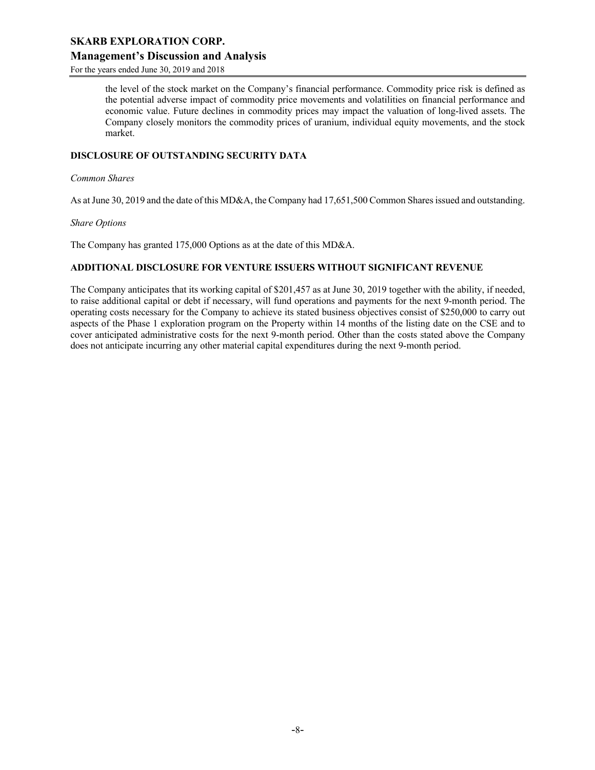the level of the stock market on the Company's financial performance. Commodity price risk is defined as the potential adverse impact of commodity price movements and volatilities on financial performance and economic value. Future declines in commodity prices may impact the valuation of long-lived assets. The Company closely monitors the commodity prices of uranium, individual equity movements, and the stock market.

## DISCLOSURE OF OUTSTANDING SECURITY DATA

*Common Shares*

As at June 30, 2019 and the date of this MD&A, the Company had 17,651,500 Common Shares issued and outstanding.

*Share Options*

The Company has granted 175,000 Options as at the date of this MD&A.

## ADDITIONAL DISCLOSURE FOR VENTURE ISSUERS WITHOUT SIGNIFICANT REVENUE

The Company anticipates that its working capital of $201,457 as at June 30, 2019 together with the ability, if needed, to raise additional capital or debt if necessary, will fund operations and payments for the next 9-month period. The operating costs necessary for the Company to achieve its stated business objectives consist of $250,000 to carry out aspects of the Phase 1 exploration program on the Property within 14 months of the listing date on the CSE and to cover anticipated administrative costs for the next 9-month period. Other than the costs stated above the Company does not anticipate incurring any other material capital expenditures during the next 9-month period.